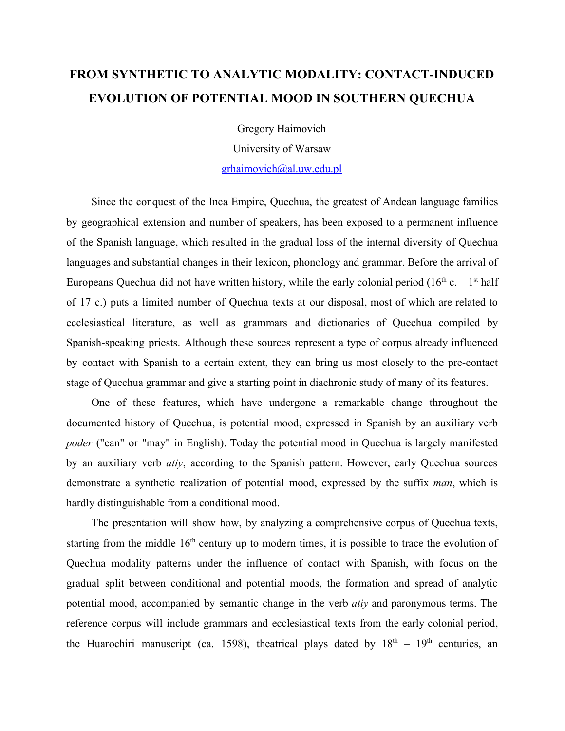# FROM SYNTHETIC TO ANALYTIC MODALITY: CONTACT-INDUCED EVOLUTION OF POTENTIAL MOOD IN SOUTHERN QUECHUA

Gregory Haimovich

University of Warsaw

grhaimovich@al.uw.edu.pl

Since the conquest of the Inca Empire, Quechua, the greatest of Andean language families by geographical extension and number of speakers, has been exposed to a permanent influence of the Spanish language, which resulted in the gradual loss of the internal diversity of Quechua languages and substantial changes in their lexicon, phonology and grammar. Before the arrival of Europeans Quechua did not have written history, while the early colonial period (16th c. – 1st half of 17 c.) puts a limited number of Quechua texts at our disposal, most of which are related to ecclesiastical literature, as well as grammars and dictionaries of Quechua compiled by Spanish-speaking priests. Although these sources represent a type of corpus already influenced by contact with Spanish to a certain extent, they can bring us most closely to the pre-contact stage of Quechua grammar and give a starting point in diachronic study of many of its features.

One of these features, which have undergone a remarkable change throughout the documented history of Quechua, is potential mood, expressed in Spanish by an auxiliary verb *poder* ("can" or "may" in English). Today the potential mood in Quechua is largely manifested by an auxiliary verb *atiy*, according to the Spanish pattern. However, early Quechua sources demonstrate a synthetic realization of potential mood, expressed by the suffix *man*, which is hardly distinguishable from a conditional mood.

The presentation will show how, by analyzing a comprehensive corpus of Quechua texts, starting from the middle 16th century up to modern times, it is possible to trace the evolution of Quechua modality patterns under the influence of contact with Spanish, with focus on the gradual split between conditional and potential moods, the formation and spread of analytic potential mood, accompanied by semantic change in the verb *atiy* and paronymous terms. The reference corpus will include grammars and ecclesiastical texts from the early colonial period, the Huarochiri manuscript (ca. 1598), theatrical plays dated by 18th – 19th centuries, an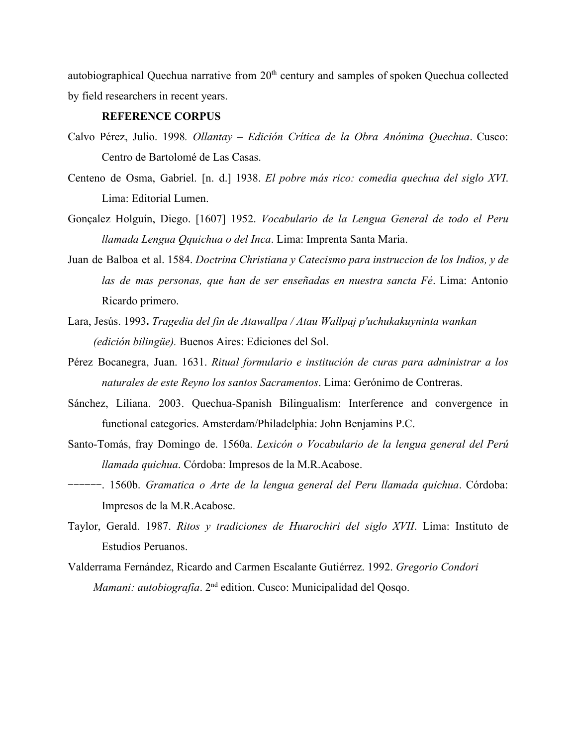autobiographical Quechua narrative from 20th century and samples of spoken Quechua collected by field researchers in recent years.

**REFERENCE CORPUS**

Calvo Pérez, Julio. 1998*. Ollantay – Edición Crítica de la Obra Anónima Quechua*. Cusco: Centro de Bartolomé de Las Casas.

Centeno de Osma, Gabriel. [n. d.] 1938. *El pobre más rico: comedia quechua del siglo XVI*. Lima: Editorial Lumen.

Gonçalez Holguín, Diego. [1607] 1952. *Vocabulario de la Lengua General de todo el Peru llamada Lengua Qquichua o del Inca*. Lima: Imprenta Santa Maria.

Juan de Balboa et al. 1584. *Doctrina Christiana y Catecismo para instruccion de los Indios, y de las de mas personas, que han de ser enseñadas en nuestra sancta Fé*. Lima: Antonio Ricardo primero.

Lara, Jesús. 1993**.** *Tragedia del fin de Atawallpa / Atau Wallpaj p'uchukakuyninta wankan (edición bilingüe).* Buenos Aires: Ediciones del Sol.

Pérez Bocanegra, Juan. 1631. *Ritual formulario e institución de curas para administrar a los naturales de este Reyno los santos Sacramentos*. Lima: Gerónimo de Contreras.

Sánchez, Liliana. 2003. Quechua-Spanish Bilingualism: Interference and convergence in functional categories. Amsterdam/Philadelphia: John Benjamins P.C.

Santo-Tomás, fray Domingo de. 1560a. *Lexicón o Vocabulario de la lengua general del Perú llamada quichua*. Córdoba: Impresos de la M.R.Acabose.

−−−−−−. 1560b. *Gramatica o Arte de la lengua general del Peru llamada quichua*. Córdoba: Impresos de la M.R.Acabose.

Taylor, Gerald. 1987. *Ritos y tradiciones de Huarochiri del siglo XVII*. Lima: Instituto de Estudios Peruanos.

Valderrama Fernández, Ricardo and Carmen Escalante Gutiérrez. 1992. *Gregorio Condori Mamani: autobiografía*. 2nd edition. Cusco: Municipalidad del Qosqo.